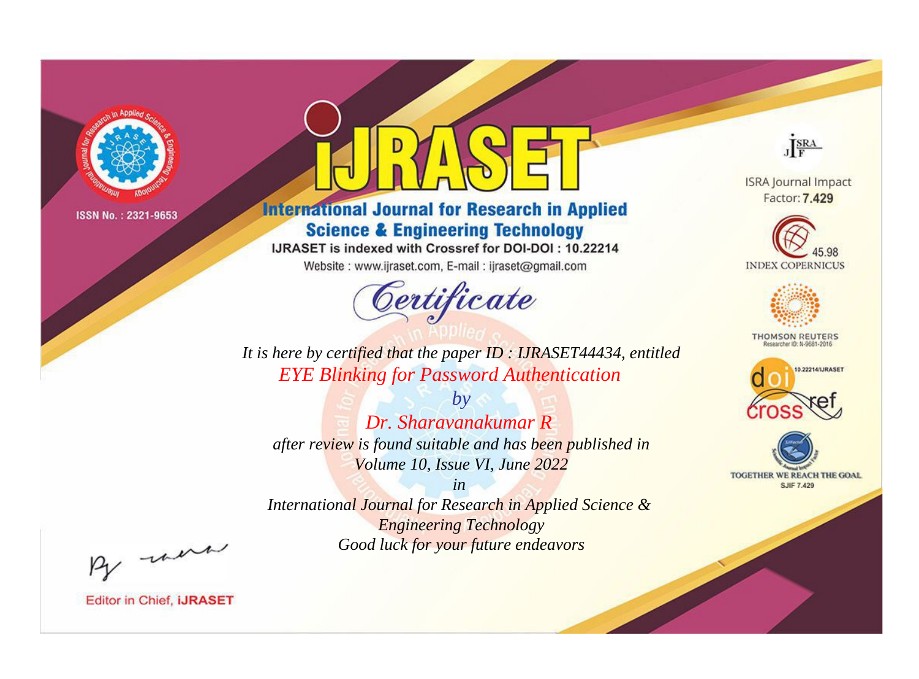ISSN No. : 2321-9653

# IJRASET

## International Journal for Research in Applied Science & Engineering Technology

IJRASET is indexed with Crossref for DOI-DOI : 10.22214

Website : www.ijraset.com, E-mail : ijraset@gmail.com

ISRA Journal Impact Factor: **7.429**

45.98 INDEX COPERNICUS

THOMSON REUTERS Researcher ID: N-9681-2016

10.22214/IJRASET

TOGETHER WE REACH THE GOAL SJIF 7.429

# *Certificate*

*It is here by certified that the paper ID : IJRASET44434, entitled*

*EYE Blinking for Password Authentication*

*by*

*Dr. Sharavanakumar R*

*after review is found suitable and has been published in*

*Volume 10, Issue VI, June 2022*

*in*

*International Journal for Research in Applied Science & Engineering Technology*

*Good luck for your future endeavors*

Editor in Chief, **iJRASET**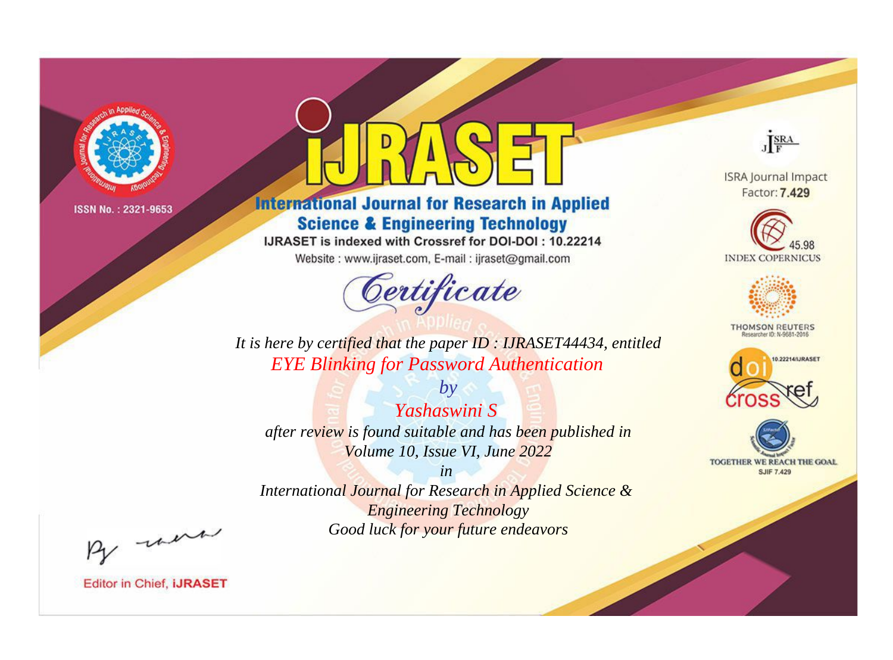ISSN No. : 2321-9653

# iJRASET

## International Journal for Research in Applied Science & Engineering Technology

IJRASET is indexed with Crossref for DOI-DOI : 10.22214

Website : www.ijraset.com, E-mail : ijraset@gmail.com

*Certificate*

*It is here by certified that the paper ID : IJRASET44434, entitled*

*EYE Blinking for Password Authentication*

*by*

*Yashaswini S*

*after review is found suitable and has been published in*

*Volume 10, Issue VI, June 2022*

*in*

*International Journal for Research in Applied Science & Engineering Technology*

*Good luck for your future endeavors*

ISRA Journal Impact Factor: **7.429**

45.98 INDEX COPERNICUS

THOMSON REUTERS Researcher ID: N-9681-2016

10.22214/IJRASET

TOGETHER WE REACH THE GOAL SJIF 7.429

Editor in Chief, **iJRASET**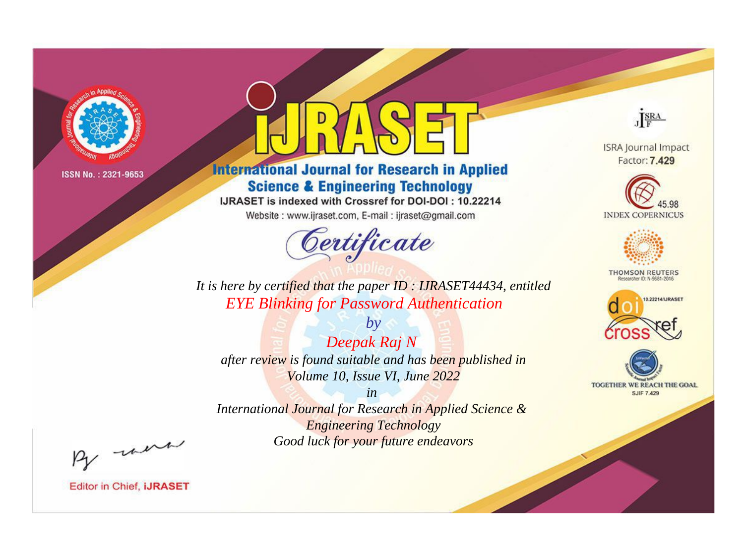ISSN No. : 2321-9653

# International Journal for Research in Applied Science & Engineering Technology

IJRASET is indexed with Crossref for DOI-DOI : 10.22214

Website : www.ijraset.com, E-mail : ijraset@gmail.com

## *Certificate*

*It is here by certified that the paper ID : IJRASET44434, entitled*

*EYE Blinking for Password Authentication*

*by*

*Deepak Raj N*

*after review is found suitable and has been published in*

*Volume 10, Issue VI, June 2022*

*in*

*International Journal for Research in Applied Science & Engineering Technology*

*Good luck for your future endeavors*

ISRA Journal Impact Factor: **7.429**

45.98 INDEX COPERNICUS

THOMSON REUTERS Researcher ID: N-9681-2016

10.22214/IJRASET

TOGETHER WE REACH THE GOAL SJIF 7.429

Editor in Chief, iJRASET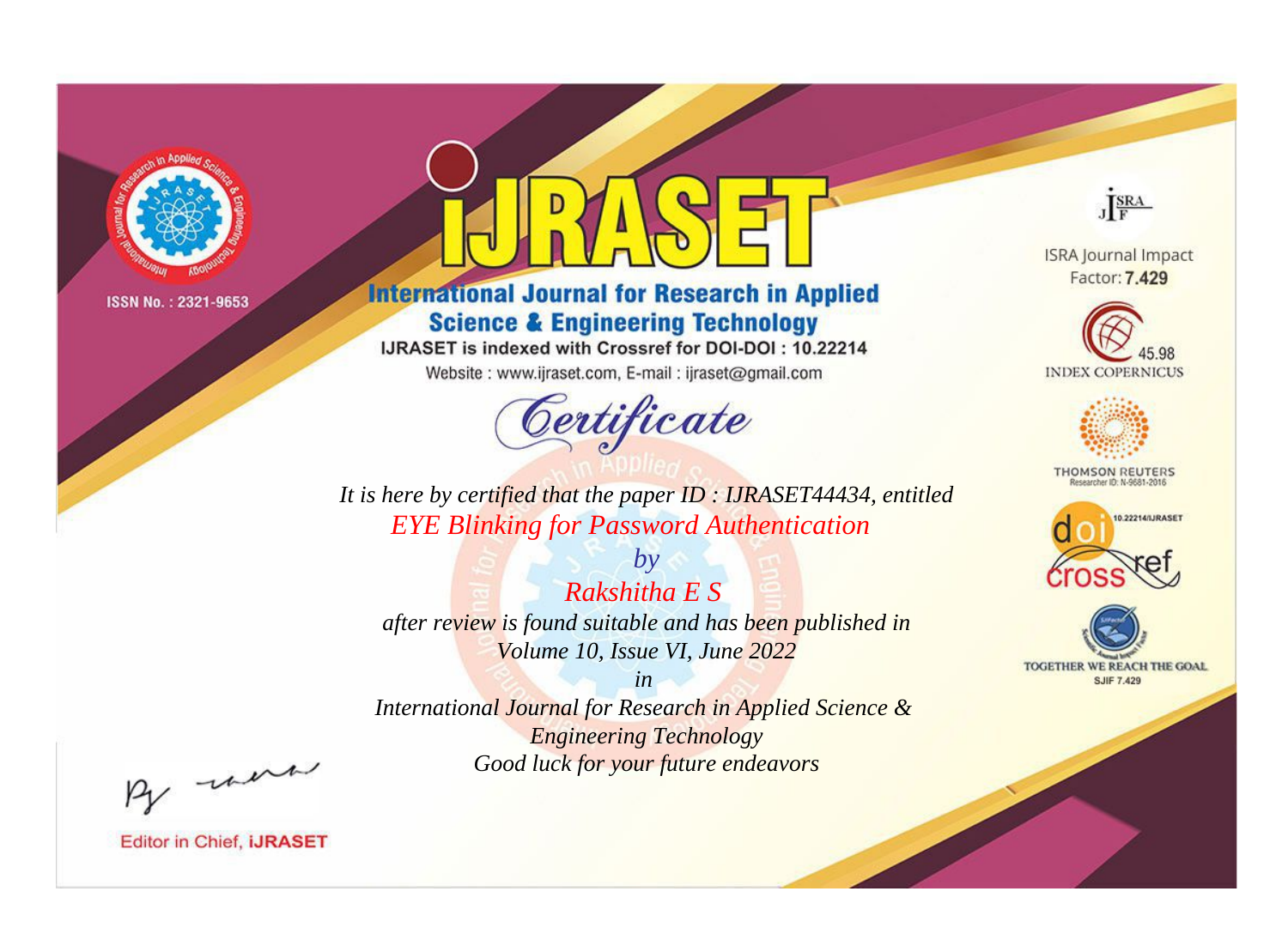ISSN No. : 2321-9653

# iJRASET

## International Journal for Research in Applied Science & Engineering Technology

IJRASET is indexed with Crossref for DOI-DOI : 10.22214

Website : www.ijraset.com, E-mail : ijraset@gmail.com

## Certificate

*It is here by certified that the paper ID : IJRASET44434, entitled*

*EYE Blinking for Password Authentication*

*by*

*Rakshitha E S*

*after review is found suitable and has been published in*

*Volume 10, Issue VI, June 2022*

*in*

*International Journal for Research in Applied Science & Engineering Technology*

*Good luck for your future endeavors*

ISRA Journal Impact Factor: **7.429**

45.98 INDEX COPERNICUS

THOMSON REUTERS Researcher ID: N-9681-2016

10.22214/IJRASET

TOGETHER WE REACH THE GOAL SJIF 7.429

Editor in Chief, **iJRASET**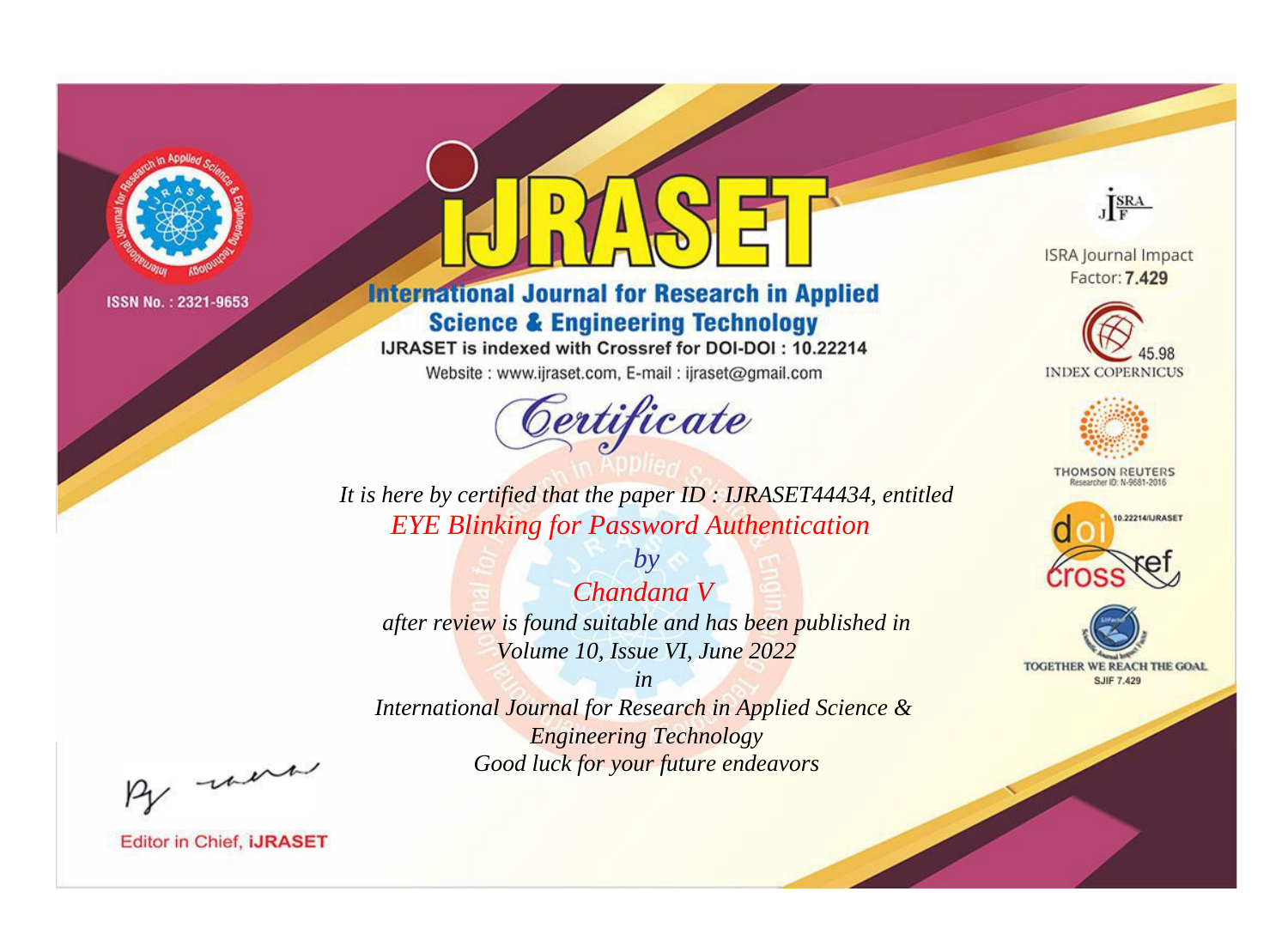ISSN No. : 2321-9653

# IJRASET

## International Journal for Research in Applied Science & Engineering Technology

IJRASET is indexed with Crossref for DOI-DOI : 10.22214

Website : www.ijraset.com, E-mail : ijraset@gmail.com

*Certificate*

*It is here by certified that the paper ID : IJRASET44434, entitled*

*EYE Blinking for Password Authentication*

*by*

*Chandana V*

*after review is found suitable and has been published in*

*Volume 10, Issue VI, June 2022*

*in*

*International Journal for Research in Applied Science & Engineering Technology*

*Good luck for your future endeavors*

ISRA Journal Impact Factor: **7.429**

45.98 INDEX COPERNICUS

THOMSON REUTERS Researcher ID: N-9681-2016

10.22214/IJRASET

TOGETHER WE REACH THE GOAL SJIF 7.429

Editor in Chief, **iJRASET**